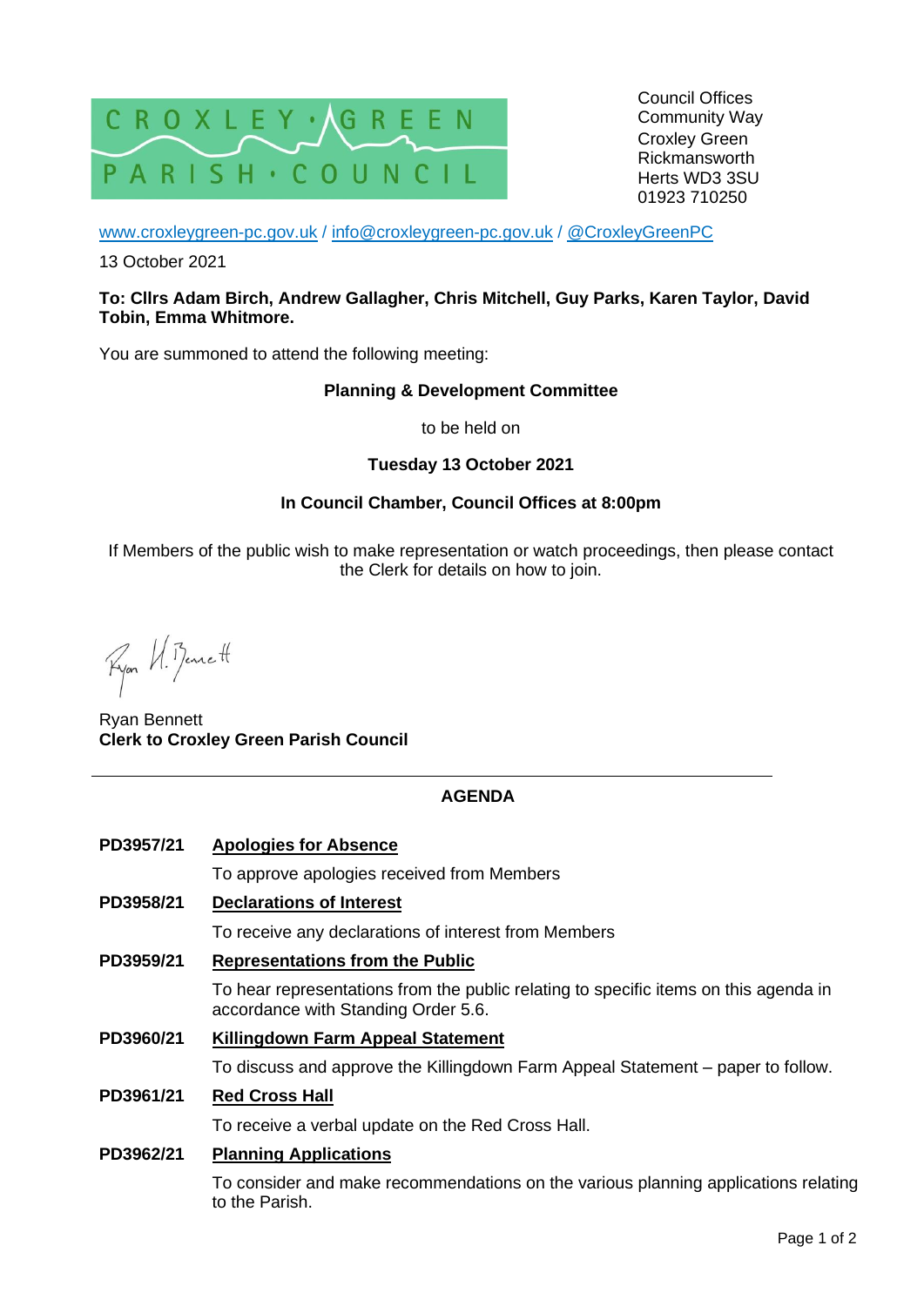CROXLEY · GREEN
PARISH · COUNCIL

Council Offices
Community Way
Croxley Green
Rickmansworth
Herts WD3 3SU
01923 710250

www.croxleygreen-pc.gov.uk / info@croxleygreen-pc.gov.uk / @CroxleyGreenPC

13 October 2021

**To: Cllrs Adam Birch, Andrew Gallagher, Chris Mitchell, Guy Parks, Karen Taylor, David Tobin, Emma Whitmore.**

You are summoned to attend the following meeting:

**Planning & Development Committee**

to be held on

**Tuesday 13 October 2021**

**In Council Chamber, Council Offices at 8:00pm**

If Members of the public wish to make representation or watch proceedings, then please contact the Clerk for details on how to join.

Ryan H. Bennett

Ryan Bennett
**Clerk to Croxley Green Parish Council**

---

## AGENDA

**PD3957/21** **Apologies for Absence**

To approve apologies received from Members

**PD3958/21** **Declarations of Interest**

To receive any declarations of interest from Members

**PD3959/21** **Representations from the Public**

To hear representations from the public relating to specific items on this agenda in accordance with Standing Order 5.6.

**PD3960/21** **Killingdown Farm Appeal Statement**

To discuss and approve the Killingdown Farm Appeal Statement – paper to follow.

**PD3961/21** **Red Cross Hall**

To receive a verbal update on the Red Cross Hall.

**PD3962/21** **Planning Applications**

To consider and make recommendations on the various planning applications relating to the Parish.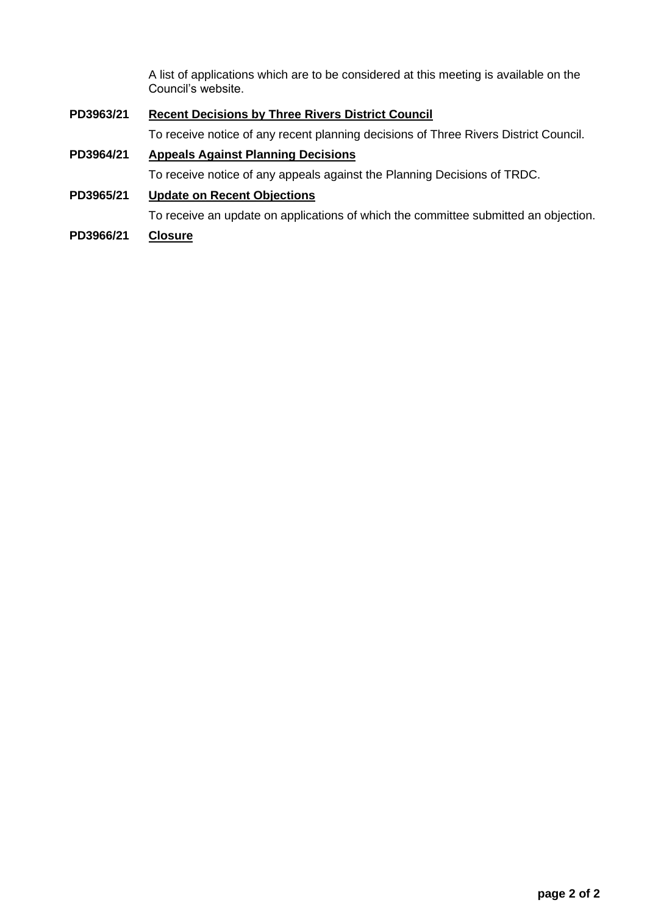A list of applications which are to be considered at this meeting is available on the Council's website.

**PD3963/21** **Recent Decisions by Three Rivers District Council**

To receive notice of any recent planning decisions of Three Rivers District Council.

**PD3964/21** **Appeals Against Planning Decisions**

To receive notice of any appeals against the Planning Decisions of TRDC.

**PD3965/21** **Update on Recent Objections**

To receive an update on applications of which the committee submitted an objection.

**PD3966/21** **Closure**